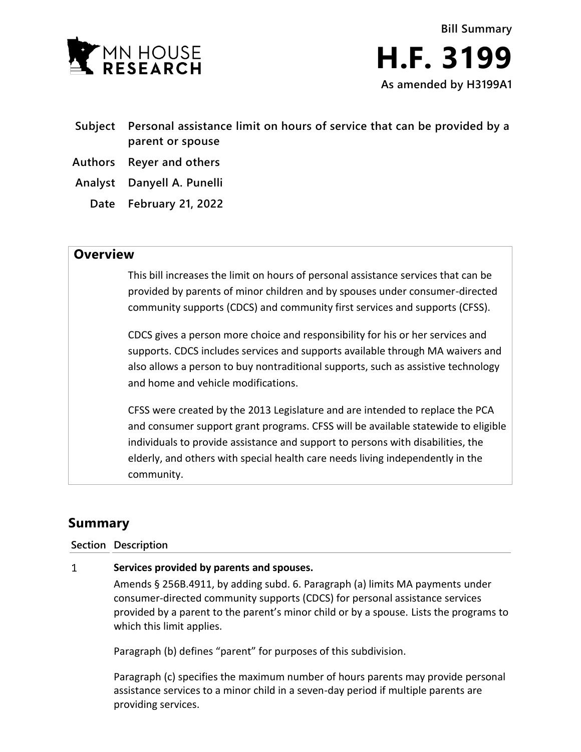MN HOUSE RESEARCH

**Bill Summary**

# H.F. 3199

**As amended by H3199A1**

**Subject** Personal assistance limit on hours of service that can be provided by a parent or spouse

**Authors** Reyer and others

**Analyst** Danyell A. Punelli

**Date** February 21, 2022

## Overview

This bill increases the limit on hours of personal assistance services that can be provided by parents of minor children and by spouses under consumer-directed community supports (CDCS) and community first services and supports (CFSS).

CDCS gives a person more choice and responsibility for his or her services and supports. CDCS includes services and supports available through MA waivers and also allows a person to buy nontraditional supports, such as assistive technology and home and vehicle modifications.

CFSS were created by the 2013 Legislature and are intended to replace the PCA and consumer support grant programs. CFSS will be available statewide to eligible individuals to provide assistance and support to persons with disabilities, the elderly, and others with special health care needs living independently in the community.

## Summary

| Section | Description |
| --- | --- |
| 1 | **Services provided by parents and spouses.**<br>Amends § 256B.4911, by adding subd. 6. Paragraph (a) limits MA payments under consumer-directed community supports (CDCS) for personal assistance services provided by a parent to the parent's minor child or by a spouse. Lists the programs to which this limit applies.<br><br>Paragraph (b) defines "parent" for purposes of this subdivision.<br><br>Paragraph (c) specifies the maximum number of hours parents may provide personal assistance services to a minor child in a seven-day period if multiple parents are providing services. |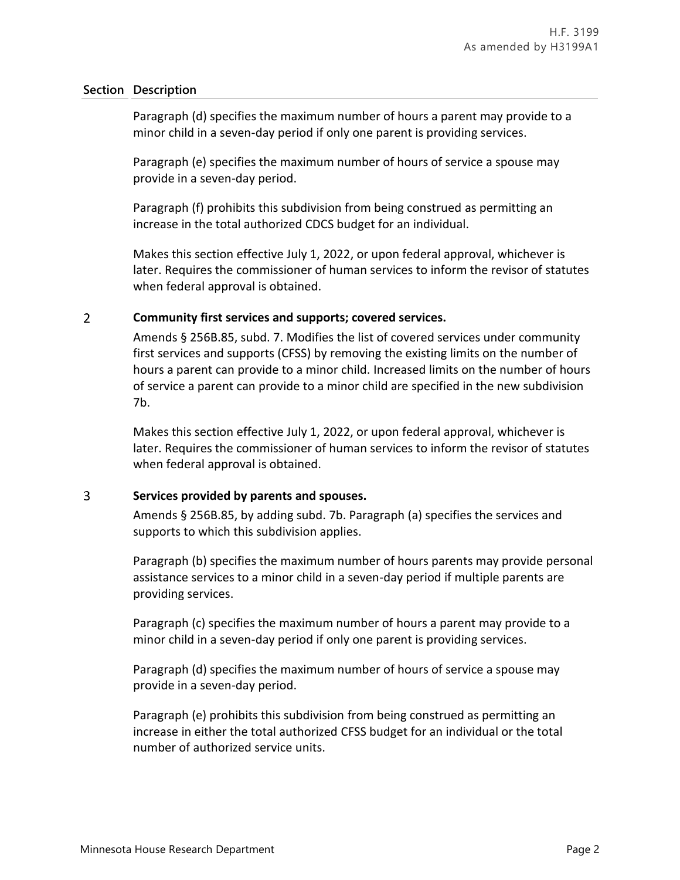| Section | Description |
|---|---|
| | Paragraph (d) specifies the maximum number of hours a parent may provide to a minor child in a seven-day period if only one parent is providing services.<br><br>Paragraph (e) specifies the maximum number of hours of service a spouse may provide in a seven-day period.<br><br>Paragraph (f) prohibits this subdivision from being construed as permitting an increase in the total authorized CDCS budget for an individual.<br><br>Makes this section effective July 1, 2022, or upon federal approval, whichever is later. Requires the commissioner of human services to inform the revisor of statutes when federal approval is obtained. |
| 2 | **Community first services and supports; covered services.**<br><br>Amends § 256B.85, subd. 7. Modifies the list of covered services under community first services and supports (CFSS) by removing the existing limits on the number of hours a parent can provide to a minor child. Increased limits on the number of hours of service a parent can provide to a minor child are specified in the new subdivision 7b.<br><br>Makes this section effective July 1, 2022, or upon federal approval, whichever is later. Requires the commissioner of human services to inform the revisor of statutes when federal approval is obtained. |
| 3 | **Services provided by parents and spouses.**<br><br>Amends § 256B.85, by adding subd. 7b. Paragraph (a) specifies the services and supports to which this subdivision applies.<br><br>Paragraph (b) specifies the maximum number of hours parents may provide personal assistance services to a minor child in a seven-day period if multiple parents are providing services.<br><br>Paragraph (c) specifies the maximum number of hours a parent may provide to a minor child in a seven-day period if only one parent is providing services.<br><br>Paragraph (d) specifies the maximum number of hours of service a spouse may provide in a seven-day period.<br><br>Paragraph (e) prohibits this subdivision from being construed as permitting an increase in either the total authorized CFSS budget for an individual or the total number of authorized service units. |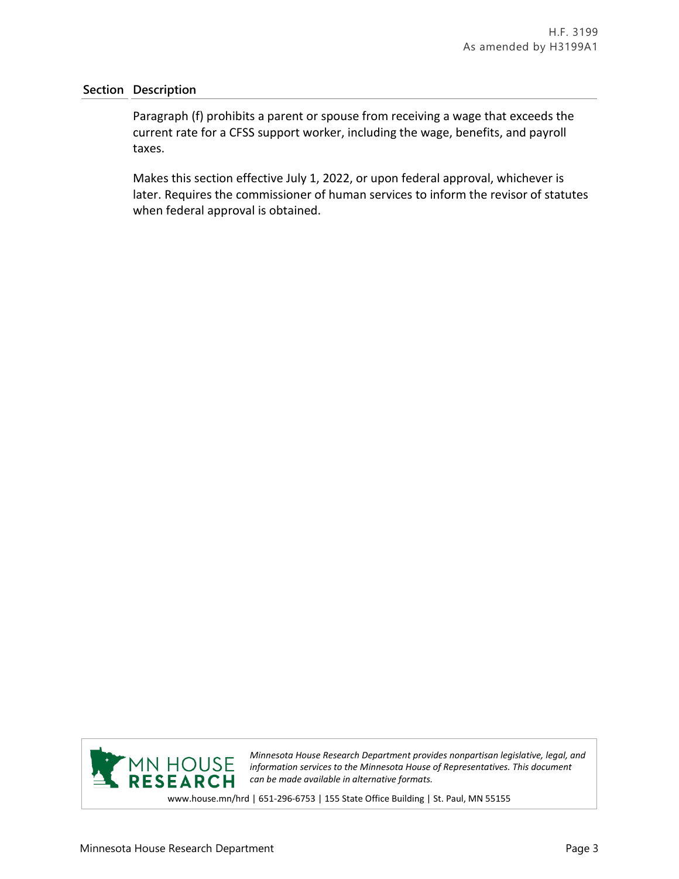| Section | Description |
|---|---|
| | Paragraph (f) prohibits a parent or spouse from receiving a wage that exceeds the current rate for a CFSS support worker, including the wage, benefits, and payroll taxes. |
| | Makes this section effective July 1, 2022, or upon federal approval, whichever is later. Requires the commissioner of human services to inform the revisor of statutes when federal approval is obtained. |

MN HOUSE RESEARCH

*Minnesota House Research Department provides nonpartisan legislative, legal, and information services to the Minnesota House of Representatives. This document can be made available in alternative formats.*

www.house.mn/hrd | 651-296-6753 | 155 State Office Building | St. Paul, MN 55155